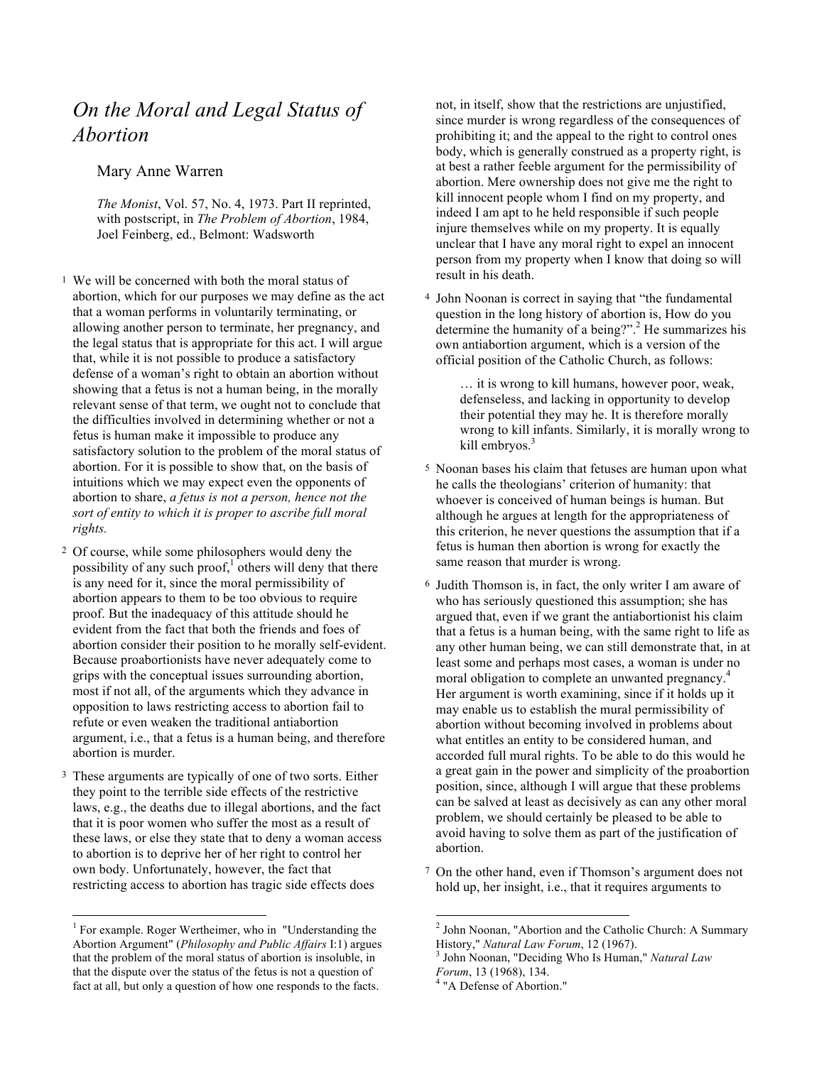# *On the Moral and Legal Status of Abortion*

Mary Anne Warren

*The Monist*, Vol. 57, No. 4, 1973. Part II reprinted, with postscript, in *The Problem of Abortion*, 1984, Joel Feinberg, ed., Belmont: Wadsworth

1 We will be concerned with both the moral status of abortion, which for our purposes we may define as the act that a woman performs in voluntarily terminating, or allowing another person to terminate, her pregnancy, and the legal status that is appropriate for this act. I will argue that, while it is not possible to produce a satisfactory defense of a woman's right to obtain an abortion without showing that a fetus is not a human being, in the morally relevant sense of that term, we ought not to conclude that the difficulties involved in determining whether or not a fetus is human make it impossible to produce any satisfactory solution to the problem of the moral status of abortion. For it is possible to show that, on the basis of intuitions which we may expect even the opponents of abortion to share, *a fetus is not a person, hence not the sort of entity to which it is proper to ascribe full moral rights.*

2 Of course, while some philosophers would deny the possibility of any such proof,[1] others will deny that there is any need for it, since the moral permissibility of abortion appears to them to be too obvious to require proof. But the inadequacy of this attitude should he evident from the fact that both the friends and foes of abortion consider their position to he morally self-evident. Because proabortionists have never adequately come to grips with the conceptual issues surrounding abortion, most if not all, of the arguments which they advance in opposition to laws restricting access to abortion fail to refute or even weaken the traditional antiabortion argument, i.e., that a fetus is a human being, and therefore abortion is murder.

3 These arguments are typically of one of two sorts. Either they point to the terrible side effects of the restrictive laws, e.g., the deaths due to illegal abortions, and the fact that it is poor women who suffer the most as a result of these laws, or else they state that to deny a woman access to abortion is to deprive her of her right to control her own body. Unfortunately, however, the fact that restricting access to abortion has tragic side effects does not, in itself, show that the restrictions are unjustified, since murder is wrong regardless of the consequences of prohibiting it; and the appeal to the right to control ones body, which is generally construed as a property right, is at best a rather feeble argument for the permissibility of abortion. Mere ownership does not give me the right to kill innocent people whom I find on my property, and indeed I am apt to he held responsible if such people injure themselves while on my property. It is equally unclear that I have any moral right to expel an innocent person from my property when I know that doing so will result in his death.

4 John Noonan is correct in saying that "the fundamental question in the long history of abortion is, How do you determine the humanity of a being?".[2] He summarizes his own antiabortion argument, which is a version of the official position of the Catholic Church, as follows:

> … it is wrong to kill humans, however poor, weak, defenseless, and lacking in opportunity to develop their potential they may he. It is therefore morally wrong to kill infants. Similarly, it is morally wrong to kill embryos.[3]

5 Noonan bases his claim that fetuses are human upon what he calls the theologians' criterion of humanity: that whoever is conceived of human beings is human. But although he argues at length for the appropriateness of this criterion, he never questions the assumption that if a fetus is human then abortion is wrong for exactly the same reason that murder is wrong.

6 Judith Thomson is, in fact, the only writer I am aware of who has seriously questioned this assumption; she has argued that, even if we grant the antiabortionist his claim that a fetus is a human being, with the same right to life as any other human being, we can still demonstrate that, in at least some and perhaps most cases, a woman is under no moral obligation to complete an unwanted pregnancy.[4] Her argument is worth examining, since if it holds up it may enable us to establish the mural permissibility of abortion without becoming involved in problems about what entitles an entity to be considered human, and accorded full mural rights. To be able to do this would he a great gain in the power and simplicity of the proabortion position, since, although I will argue that these problems can be salved at least as decisively as can any other moral problem, we should certainly be pleased to be able to avoid having to solve them as part of the justification of abortion.

7 On the other hand, even if Thomson's argument does not hold up, her insight, i.e., that it requires arguments to

---

[1] For example. Roger Wertheimer, who in "Understanding the Abortion Argument" (*Philosophy and Public Affairs* I:1) argues that the problem of the moral status of abortion is insoluble, in that the dispute over the status of the fetus is not a question of fact at all, but only a question of how one responds to the facts.

[2] John Noonan, "Abortion and the Catholic Church: A Summary History," *Natural Law Forum*, 12 (1967).

[3] John Noonan, "Deciding Who Is Human," *Natural Law Forum*, 13 (1968), 134.

[4] "A Defense of Abortion."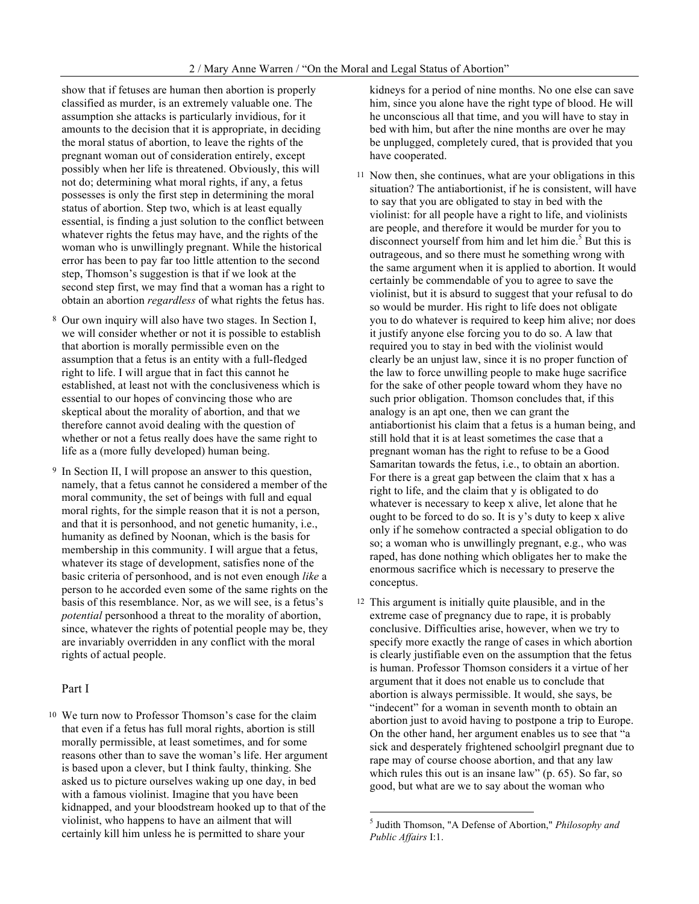show that if fetuses are human then abortion is properly classified as murder, is an extremely valuable one. The assumption she attacks is particularly invidious, for it amounts to the decision that it is appropriate, in deciding the moral status of abortion, to leave the rights of the pregnant woman out of consideration entirely, except possibly when her life is threatened. Obviously, this will not do; determining what moral rights, if any, a fetus possesses is only the first step in determining the moral status of abortion. Step two, which is at least equally essential, is finding a just solution to the conflict between whatever rights the fetus may have, and the rights of the woman who is unwillingly pregnant. While the historical error has been to pay far too little attention to the second step, Thomson's suggestion is that if we look at the second step first, we may find that a woman has a right to obtain an abortion *regardless* of what rights the fetus has.

8 Our own inquiry will also have two stages. In Section I, we will consider whether or not it is possible to establish that abortion is morally permissible even on the assumption that a fetus is an entity with a full-fledged right to life. I will argue that in fact this cannot he established, at least not with the conclusiveness which is essential to our hopes of convincing those who are skeptical about the morality of abortion, and that we therefore cannot avoid dealing with the question of whether or not a fetus really does have the same right to life as a (more fully developed) human being.

9 In Section II, I will propose an answer to this question, namely, that a fetus cannot he considered a member of the moral community, the set of beings with full and equal moral rights, for the simple reason that it is not a person, and that it is personhood, and not genetic humanity, i.e., humanity as defined by Noonan, which is the basis for membership in this community. I will argue that a fetus, whatever its stage of development, satisfies none of the basic criteria of personhood, and is not even enough *like* a person to he accorded even some of the same rights on the basis of this resemblance. Nor, as we will see, is a fetus's *potential* personhood a threat to the morality of abortion, since, whatever the rights of potential people may be, they are invariably overridden in any conflict with the moral rights of actual people.

## Part I

10 We turn now to Professor Thomson's case for the claim that even if a fetus has full moral rights, abortion is still morally permissible, at least sometimes, and for some reasons other than to save the woman's life. Her argument is based upon a clever, but I think faulty, thinking. She asked us to picture ourselves waking up one day, in bed with a famous violinist. Imagine that you have been kidnapped, and your bloodstream hooked up to that of the violinist, who happens to have an ailment that will certainly kill him unless he is permitted to share your kidneys for a period of nine months. No one else can save him, since you alone have the right type of blood. He will he unconscious all that time, and you will have to stay in bed with him, but after the nine months are over he may be unplugged, completely cured, that is provided that you have cooperated.

11 Now then, she continues, what are your obligations in this situation? The antiabortionist, if he is consistent, will have to say that you are obligated to stay in bed with the violinist: for all people have a right to life, and violinists are people, and therefore it would be murder for you to disconnect yourself from him and let him die.[5] But this is outrageous, and so there must he something wrong with the same argument when it is applied to abortion. It would certainly be commendable of you to agree to save the violinist, but it is absurd to suggest that your refusal to do so would be murder. His right to life does not obligate you to do whatever is required to keep him alive; nor does it justify anyone else forcing you to do so. A law that required you to stay in bed with the violinist would clearly be an unjust law, since it is no proper function of the law to force unwilling people to make huge sacrifice for the sake of other people toward whom they have no such prior obligation. Thomson concludes that, if this analogy is an apt one, then we can grant the antiabortionist his claim that a fetus is a human being, and still hold that it is at least sometimes the case that a pregnant woman has the right to refuse to be a Good Samaritan towards the fetus, i.e., to obtain an abortion. For there is a great gap between the claim that x has a right to life, and the claim that y is obligated to do whatever is necessary to keep x alive, let alone that he ought to be forced to do so. It is y's duty to keep x alive only if he somehow contracted a special obligation to do so; a woman who is unwillingly pregnant, e.g., who was raped, has done nothing which obligates her to make the enormous sacrifice which is necessary to preserve the conceptus.

12 This argument is initially quite plausible, and in the extreme case of pregnancy due to rape, it is probably conclusive. Difficulties arise, however, when we try to specify more exactly the range of cases in which abortion is clearly justifiable even on the assumption that the fetus is human. Professor Thomson considers it a virtue of her argument that it does not enable us to conclude that abortion is always permissible. It would, she says, be "indecent" for a woman in seventh month to obtain an abortion just to avoid having to postpone a trip to Europe. On the other hand, her argument enables us to see that "a sick and desperately frightened schoolgirl pregnant due to rape may of course choose abortion, and that any law which rules this out is an insane law" (p. 65). So far, so good, but what are we to say about the woman who

---

[5] Judith Thomson, "A Defense of Abortion," *Philosophy and Public Affairs* I:1.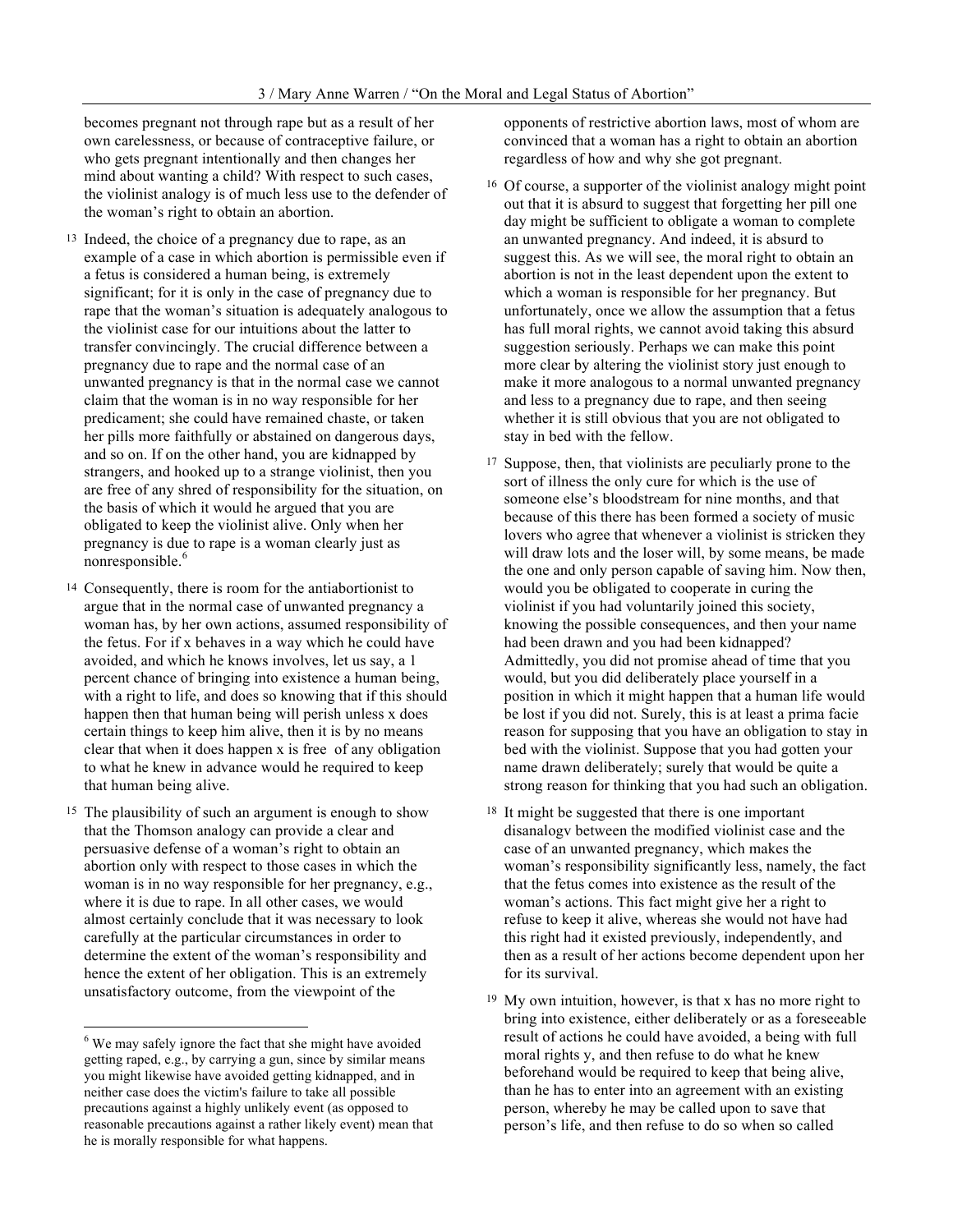becomes pregnant not through rape but as a result of her own carelessness, or because of contraceptive failure, or who gets pregnant intentionally and then changes her mind about wanting a child? With respect to such cases, the violinist analogy is of much less use to the defender of the woman's right to obtain an abortion.

13 Indeed, the choice of a pregnancy due to rape, as an example of a case in which abortion is permissible even if a fetus is considered a human being, is extremely significant; for it is only in the case of pregnancy due to rape that the woman's situation is adequately analogous to the violinist case for our intuitions about the latter to transfer convincingly. The crucial difference between a pregnancy due to rape and the normal case of an unwanted pregnancy is that in the normal case we cannot claim that the woman is in no way responsible for her predicament; she could have remained chaste, or taken her pills more faithfully or abstained on dangerous days, and so on. If on the other hand, you are kidnapped by strangers, and hooked up to a strange violinist, then you are free of any shred of responsibility for the situation, on the basis of which it would he argued that you are obligated to keep the violinist alive. Only when her pregnancy is due to rape is a woman clearly just as nonresponsible.[6]

14 Consequently, there is room for the antiabortionist to argue that in the normal case of unwanted pregnancy a woman has, by her own actions, assumed responsibility of the fetus. For if x behaves in a way which he could have avoided, and which he knows involves, let us say, a 1 percent chance of bringing into existence a human being, with a right to life, and does so knowing that if this should happen then that human being will perish unless x does certain things to keep him alive, then it is by no means clear that when it does happen x is free of any obligation to what he knew in advance would he required to keep that human being alive.

15 The plausibility of such an argument is enough to show that the Thomson analogy can provide a clear and persuasive defense of a woman's right to obtain an abortion only with respect to those cases in which the woman is in no way responsible for her pregnancy, e.g., where it is due to rape. In all other cases, we would almost certainly conclude that it was necessary to look carefully at the particular circumstances in order to determine the extent of the woman's responsibility and hence the extent of her obligation. This is an extremely unsatisfactory outcome, from the viewpoint of the opponents of restrictive abortion laws, most of whom are convinced that a woman has a right to obtain an abortion regardless of how and why she got pregnant.

16 Of course, a supporter of the violinist analogy might point out that it is absurd to suggest that forgetting her pill one day might be sufficient to obligate a woman to complete an unwanted pregnancy. And indeed, it is absurd to suggest this. As we will see, the moral right to obtain an abortion is not in the least dependent upon the extent to which a woman is responsible for her pregnancy. But unfortunately, once we allow the assumption that a fetus has full moral rights, we cannot avoid taking this absurd suggestion seriously. Perhaps we can make this point more clear by altering the violinist story just enough to make it more analogous to a normal unwanted pregnancy and less to a pregnancy due to rape, and then seeing whether it is still obvious that you are not obligated to stay in bed with the fellow.

17 Suppose, then, that violinists are peculiarly prone to the sort of illness the only cure for which is the use of someone else's bloodstream for nine months, and that because of this there has been formed a society of music lovers who agree that whenever a violinist is stricken they will draw lots and the loser will, by some means, be made the one and only person capable of saving him. Now then, would you be obligated to cooperate in curing the violinist if you had voluntarily joined this society, knowing the possible consequences, and then your name had been drawn and you had been kidnapped? Admittedly, you did not promise ahead of time that you would, but you did deliberately place yourself in a position in which it might happen that a human life would be lost if you did not. Surely, this is at least a prima facie reason for supposing that you have an obligation to stay in bed with the violinist. Suppose that you had gotten your name drawn deliberately; surely that would be quite a strong reason for thinking that you had such an obligation.

18 It might be suggested that there is one important disanalogv between the modified violinist case and the case of an unwanted pregnancy, which makes the woman's responsibility significantly less, namely, the fact that the fetus comes into existence as the result of the woman's actions. This fact might give her a right to refuse to keep it alive, whereas she would not have had this right had it existed previously, independently, and then as a result of her actions become dependent upon her for its survival.

19 My own intuition, however, is that x has no more right to bring into existence, either deliberately or as a foreseeable result of actions he could have avoided, a being with full moral rights y, and then refuse to do what he knew beforehand would be required to keep that being alive, than he has to enter into an agreement with an existing person, whereby he may be called upon to save that person's life, and then refuse to do so when so called

---

[6] We may safely ignore the fact that she might have avoided getting raped, e.g., by carrying a gun, since by similar means you might likewise have avoided getting kidnapped, and in neither case does the victim's failure to take all possible precautions against a highly unlikely event (as opposed to reasonable precautions against a rather likely event) mean that he is morally responsible for what happens.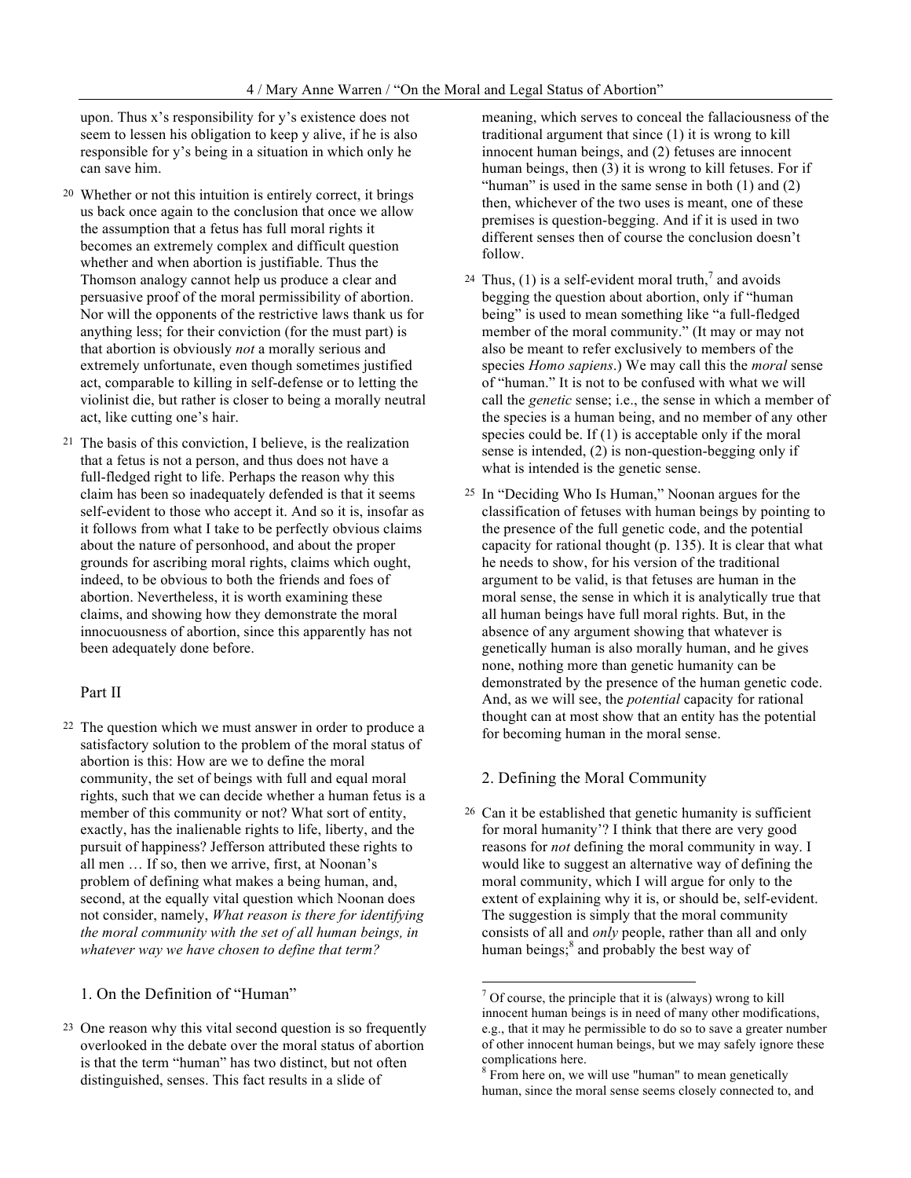upon. Thus x's responsibility for y's existence does not seem to lessen his obligation to keep y alive, if he is also responsible for y's being in a situation in which only he can save him.

20 Whether or not this intuition is entirely correct, it brings us back once again to the conclusion that once we allow the assumption that a fetus has full moral rights it becomes an extremely complex and difficult question whether and when abortion is justifiable. Thus the Thomson analogy cannot help us produce a clear and persuasive proof of the moral permissibility of abortion. Nor will the opponents of the restrictive laws thank us for anything less; for their conviction (for the must part) is that abortion is obviously *not* a morally serious and extremely unfortunate, even though sometimes justified act, comparable to killing in self-defense or to letting the violinist die, but rather is closer to being a morally neutral act, like cutting one's hair.

21 The basis of this conviction, I believe, is the realization that a fetus is not a person, and thus does not have a full-fledged right to life. Perhaps the reason why this claim has been so inadequately defended is that it seems self-evident to those who accept it. And so it is, insofar as it follows from what I take to be perfectly obvious claims about the nature of personhood, and about the proper grounds for ascribing moral rights, claims which ought, indeed, to be obvious to both the friends and foes of abortion. Nevertheless, it is worth examining these claims, and showing how they demonstrate the moral innocuousness of abortion, since this apparently has not been adequately done before.

## Part II

22 The question which we must answer in order to produce a satisfactory solution to the problem of the moral status of abortion is this: How are we to define the moral community, the set of beings with full and equal moral rights, such that we can decide whether a human fetus is a member of this community or not? What sort of entity, exactly, has the inalienable rights to life, liberty, and the pursuit of happiness? Jefferson attributed these rights to all men … If so, then we arrive, first, at Noonan's problem of defining what makes a being human, and, second, at the equally vital question which Noonan does not consider, namely, *What reason is there for identifying the moral community with the set of all human beings, in whatever way we have chosen to define that term?*

### 1. On the Definition of "Human"

23 One reason why this vital second question is so frequently overlooked in the debate over the moral status of abortion is that the term "human" has two distinct, but not often distinguished, senses. This fact results in a slide of meaning, which serves to conceal the fallaciousness of the traditional argument that since (1) it is wrong to kill innocent human beings, and (2) fetuses are innocent human beings, then (3) it is wrong to kill fetuses. For if "human" is used in the same sense in both (1) and (2) then, whichever of the two uses is meant, one of these premises is question-begging. And if it is used in two different senses then of course the conclusion doesn't follow.

24 Thus, (1) is a self-evident moral truth,[7] and avoids begging the question about abortion, only if "human being" is used to mean something like "a full-fledged member of the moral community." (It may or may not also be meant to refer exclusively to members of the species *Homo sapiens*.) We may call this the *moral* sense of "human." It is not to be confused with what we will call the *genetic* sense; i.e., the sense in which a member of the species is a human being, and no member of any other species could be. If (1) is acceptable only if the moral sense is intended, (2) is non-question-begging only if what is intended is the genetic sense.

25 In "Deciding Who Is Human," Noonan argues for the classification of fetuses with human beings by pointing to the presence of the full genetic code, and the potential capacity for rational thought (p. 135). It is clear that what he needs to show, for his version of the traditional argument to be valid, is that fetuses are human in the moral sense, the sense in which it is analytically true that all human beings have full moral rights. But, in the absence of any argument showing that whatever is genetically human is also morally human, and he gives none, nothing more than genetic humanity can be demonstrated by the presence of the human genetic code. And, as we will see, the *potential* capacity for rational thought can at most show that an entity has the potential for becoming human in the moral sense.

### 2. Defining the Moral Community

26 Can it be established that genetic humanity is sufficient for moral humanity'? I think that there are very good reasons for *not* defining the moral community in way. I would like to suggest an alternative way of defining the moral community, which I will argue for only to the extent of explaining why it is, or should be, self-evident. The suggestion is simply that the moral community consists of all and *only* people, rather than all and only human beings;[8] and probably the best way of

[7] Of course, the principle that it is (always) wrong to kill innocent human beings is in need of many other modifications, e.g., that it may he permissible to do so to save a greater number of other innocent human beings, but we may safely ignore these complications here.

[8] From here on, we will use "human" to mean genetically human, since the moral sense seems closely connected to, and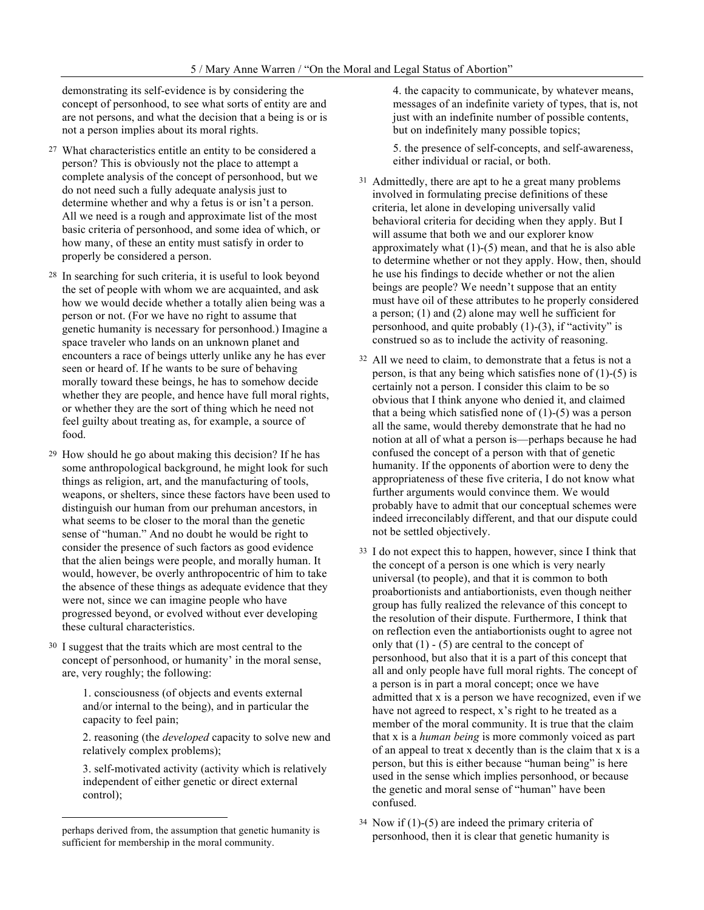demonstrating its self-evidence is by considering the concept of personhood, to see what sorts of entity are and are not persons, and what the decision that a being is or is not a person implies about its moral rights.

27 What characteristics entitle an entity to be considered a person? This is obviously not the place to attempt a complete analysis of the concept of personhood, but we do not need such a fully adequate analysis just to determine whether and why a fetus is or isn't a person. All we need is a rough and approximate list of the most basic criteria of personhood, and some idea of which, or how many, of these an entity must satisfy in order to properly be considered a person.

28 In searching for such criteria, it is useful to look beyond the set of people with whom we are acquainted, and ask how we would decide whether a totally alien being was a person or not. (For we have no right to assume that genetic humanity is necessary for personhood.) Imagine a space traveler who lands on an unknown planet and encounters a race of beings utterly unlike any he has ever seen or heard of. If he wants to be sure of behaving morally toward these beings, he has to somehow decide whether they are people, and hence have full moral rights, or whether they are the sort of thing which he need not feel guilty about treating as, for example, a source of food.

29 How should he go about making this decision? If he has some anthropological background, he might look for such things as religion, art, and the manufacturing of tools, weapons, or shelters, since these factors have been used to distinguish our human from our prehuman ancestors, in what seems to be closer to the moral than the genetic sense of "human." And no doubt he would be right to consider the presence of such factors as good evidence that the alien beings were people, and morally human. It would, however, be overly anthropocentric of him to take the absence of these things as adequate evidence that they were not, since we can imagine people who have progressed beyond, or evolved without ever developing these cultural characteristics.

30 I suggest that the traits which are most central to the concept of personhood, or humanity' in the moral sense, are, very roughly; the following:

1. consciousness (of objects and events external and/or internal to the being), and in particular the capacity to feel pain;

2. reasoning (the *developed* capacity to solve new and relatively complex problems);

3. self-motivated activity (activity which is relatively independent of either genetic or direct external control);

4. the capacity to communicate, by whatever means, messages of an indefinite variety of types, that is, not just with an indefinite number of possible contents, but on indefinitely many possible topics;

5. the presence of self-concepts, and self-awareness, either individual or racial, or both.

31 Admittedly, there are apt to he a great many problems involved in formulating precise definitions of these criteria, let alone in developing universally valid behavioral criteria for deciding when they apply. But I will assume that both we and our explorer know approximately what (1)-(5) mean, and that he is also able to determine whether or not they apply. How, then, should he use his findings to decide whether or not the alien beings are people? We needn't suppose that an entity must have oil of these attributes to he properly considered a person; (1) and (2) alone may well he sufficient for personhood, and quite probably (1)-(3), if "activity" is construed so as to include the activity of reasoning.

32 All we need to claim, to demonstrate that a fetus is not a person, is that any being which satisfies none of (1)-(5) is certainly not a person. I consider this claim to be so obvious that I think anyone who denied it, and claimed that a being which satisfied none of (1)-(5) was a person all the same, would thereby demonstrate that he had no notion at all of what a person is—perhaps because he had confused the concept of a person with that of genetic humanity. If the opponents of abortion were to deny the appropriateness of these five criteria, I do not know what further arguments would convince them. We would probably have to admit that our conceptual schemes were indeed irreconcilably different, and that our dispute could not be settled objectively.

33 I do not expect this to happen, however, since I think that the concept of a person is one which is very nearly universal (to people), and that it is common to both proabortionists and antiabortionists, even though neither group has fully realized the relevance of this concept to the resolution of their dispute. Furthermore, I think that on reflection even the antiabortionists ought to agree not only that (1) - (5) are central to the concept of personhood, but also that it is a part of this concept that all and only people have full moral rights. The concept of a person is in part a moral concept; once we have admitted that x is a person we have recognized, even if we have not agreed to respect, x's right to he treated as a member of the moral community. It is true that the claim that x is a *human being* is more commonly voiced as part of an appeal to treat x decently than is the claim that x is a person, but this is either because "human being" is here used in the sense which implies personhood, or because the genetic and moral sense of "human" have been confused.

34 Now if (1)-(5) are indeed the primary criteria of personhood, then it is clear that genetic humanity is

perhaps derived from, the assumption that genetic humanity is sufficient for membership in the moral community.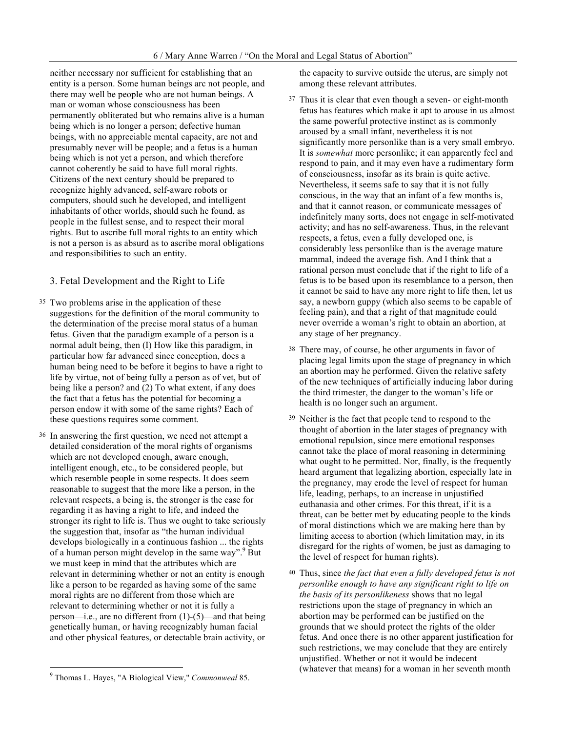neither necessary nor sufficient for establishing that an entity is a person. Some human beings arc not people, and there may well be people who are not human beings. A man or woman whose consciousness has been permanently obliterated but who remains alive is a human being which is no longer a person; defective human beings, with no appreciable mental capacity, are not and presumably never will be people; and a fetus is a human being which is not yet a person, and which therefore cannot coherently be said to have full moral rights. Citizens of the next century should be prepared to recognize highly advanced, self-aware robots or computers, should such he developed, and intelligent inhabitants of other worlds, should such he found, as people in the fullest sense, and to respect their moral rights. But to ascribe full moral rights to an entity which is not a person is as absurd as to ascribe moral obligations and responsibilities to such an entity.

## 3. Fetal Development and the Right to Life

35 Two problems arise in the application of these suggestions for the definition of the moral community to the determination of the precise moral status of a human fetus. Given that the paradigm example of a person is a normal adult being, then (I) How like this paradigm, in particular how far advanced since conception, does a human being need to be before it begins to have a right to life by virtue, not of being fully a person as of vet, but of being like a person? and (2) To what extent, if any does the fact that a fetus has the potential for becoming a person endow it with some of the same rights? Each of these questions requires some comment.

36 In answering the first question, we need not attempt a detailed consideration of the moral rights of organisms which are not developed enough, aware enough, intelligent enough, etc., to be considered people, but which resemble people in some respects. It does seem reasonable to suggest that the more like a person, in the relevant respects, a being is, the stronger is the case for regarding it as having a right to life, and indeed the stronger its right to life is. Thus we ought to take seriously the suggestion that, insofar as "the human individual develops biologically in a continuous fashion ... the rights of a human person might develop in the same way".[9] But we must keep in mind that the attributes which are relevant in determining whether or not an entity is enough like a person to be regarded as having some of the same moral rights are no different from those which are relevant to determining whether or not it is fully a person—i.e., are no different from (1)-(5)—and that being genetically human, or having recognizably human facial and other physical features, or detectable brain activity, or the capacity to survive outside the uterus, are simply not among these relevant attributes.

37 Thus it is clear that even though a seven- or eight-month fetus has features which make it apt to arouse in us almost the same powerful protective instinct as is commonly aroused by a small infant, nevertheless it is not significantly more personlike than is a very small embryo. It is *somewhat* more personlike; it can apparently feel and respond to pain, and it may even have a rudimentary form of consciousness, insofar as its brain is quite active. Nevertheless, it seems safe to say that it is not fully conscious, in the way that an infant of a few months is, and that it cannot reason, or communicate messages of indefinitely many sorts, does not engage in self-motivated activity; and has no self-awareness. Thus, in the relevant respects, a fetus, even a fully developed one, is considerably less personlike than is the average mature mammal, indeed the average fish. And I think that a rational person must conclude that if the right to life of a fetus is to be based upon its resemblance to a person, then it cannot be said to have any more right to life then, let us say, a newborn guppy (which also seems to be capable of feeling pain), and that a right of that magnitude could never override a woman's right to obtain an abortion, at any stage of her pregnancy.

38 There may, of course, he other arguments in favor of placing legal limits upon the stage of pregnancy in which an abortion may he performed. Given the relative safety of the new techniques of artificially inducing labor during the third trimester, the danger to the woman's life or health is no longer such an argument.

39 Neither is the fact that people tend to respond to the thought of abortion in the later stages of pregnancy with emotional repulsion, since mere emotional responses cannot take the place of moral reasoning in determining what ought to he permitted. Nor, finally, is the frequently heard argument that legalizing abortion, especially late in the pregnancy, may erode the level of respect for human life, leading, perhaps, to an increase in unjustified euthanasia and other crimes. For this threat, if it is a threat, can be better met by educating people to the kinds of moral distinctions which we are making here than by limiting access to abortion (which limitation may, in its disregard for the rights of women, be just as damaging to the level of respect for human rights).

40 Thus, since *the fact that even a fully developed fetus is not personlike enough to have any significant right to life on the basis of its personlikeness* shows that no legal restrictions upon the stage of pregnancy in which an abortion may be performed can be justified on the grounds that we should protect the rights of the older fetus. And once there is no other apparent justification for such restrictions, we may conclude that they are entirely unjustified. Whether or not it would be indecent (whatever that means) for a woman in her seventh month

[9] Thomas L. Hayes, "A Biological View," *Commonweal* 85.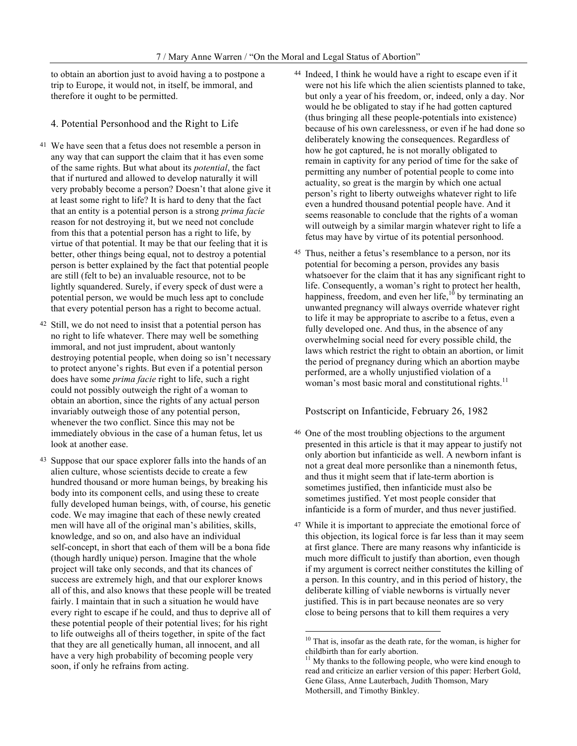to obtain an abortion just to avoid having a to postpone a trip to Europe, it would not, in itself, be immoral, and therefore it ought to be permitted.

## 4. Potential Personhood and the Right to Life

41 We have seen that a fetus does not resemble a person in any way that can support the claim that it has even some of the same rights. But what about its *potential*, the fact that if nurtured and allowed to develop naturally it will very probably become a person? Doesn't that alone give it at least some right to life? It is hard to deny that the fact that an entity is a potential person is a strong *prima facie* reason for not destroying it, but we need not conclude from this that a potential person has a right to life, by virtue of that potential. It may be that our feeling that it is better, other things being equal, not to destroy a potential person is better explained by the fact that potential people are still (felt to be) an invaluable resource, not to be lightly squandered. Surely, if every speck of dust were a potential person, we would be much less apt to conclude that every potential person has a right to become actual.

42 Still, we do not need to insist that a potential person has no right to life whatever. There may well be something immoral, and not just imprudent, about wantonly destroying potential people, when doing so isn't necessary to protect anyone's rights. But even if a potential person does have some *prima facie* right to life, such a right could not possibly outweigh the right of a woman to obtain an abortion, since the rights of any actual person invariably outweigh those of any potential person, whenever the two conflict. Since this may not be immediately obvious in the case of a human fetus, let us look at another ease.

43 Suppose that our space explorer falls into the hands of an alien culture, whose scientists decide to create a few hundred thousand or more human beings, by breaking his body into its component cells, and using these to create fully developed human beings, with, of course, his genetic code. We may imagine that each of these newly created men will have all of the original man's abilities, skills, knowledge, and so on, and also have an individual self-concept, in short that each of them will be a bona fide (though hardly unique) person. Imagine that the whole project will take only seconds, and that its chances of success are extremely high, and that our explorer knows all of this, and also knows that these people will be treated fairly. I maintain that in such a situation he would have every right to escape if he could, and thus to deprive all of these potential people of their potential lives; for his right to life outweighs all of theirs together, in spite of the fact that they are all genetically human, all innocent, and all have a very high probability of becoming people very soon, if only he refrains from acting.

44 Indeed, I think he would have a right to escape even if it were not his life which the alien scientists planned to take, but only a year of his freedom, or, indeed, only a day. Nor would he be obligated to stay if he had gotten captured (thus bringing all these people-potentials into existence) because of his own carelessness, or even if he had done so deliberately knowing the consequences. Regardless of how he got captured, he is not morally obligated to remain in captivity for any period of time for the sake of permitting any number of potential people to come into actuality, so great is the margin by which one actual person's right to liberty outweighs whatever right to life even a hundred thousand potential people have. And it seems reasonable to conclude that the rights of a woman will outweigh by a similar margin whatever right to life a fetus may have by virtue of its potential personhood.

45 Thus, neither a fetus's resemblance to a person, nor its potential for becoming a person, provides any basis whatsoever for the claim that it has any significant right to life. Consequently, a woman's right to protect her health, happiness, freedom, and even her life,[10] by terminating an unwanted pregnancy will always override whatever right to life it may be appropriate to ascribe to a fetus, even a fully developed one. And thus, in the absence of any overwhelming social need for every possible child, the laws which restrict the right to obtain an abortion, or limit the period of pregnancy during which an abortion maybe performed, are a wholly unjustified violation of a woman's most basic moral and constitutional rights.[11]

## Postscript on Infanticide, February 26, 1982

46 One of the most troubling objections to the argument presented in this article is that it may appear to justify not only abortion but infanticide as well. A newborn infant is not a great deal more personlike than a ninemonth fetus, and thus it might seem that if late-term abortion is sometimes justified, then infanticide must also be sometimes justified. Yet most people consider that infanticide is a form of murder, and thus never justified.

47 While it is important to appreciate the emotional force of this objection, its logical force is far less than it may seem at first glance. There are many reasons why infanticide is much more difficult to justify than abortion, even though if my argument is correct neither constitutes the killing of a person. In this country, and in this period of history, the deliberate killing of viable newborns is virtually never justified. This is in part because neonates are so very close to being persons that to kill them requires a very

---

[10] That is, insofar as the death rate, for the woman, is higher for childbirth than for early abortion.

[11] My thanks to the following people, who were kind enough to read and criticize an earlier version of this paper: Herbert Gold, Gene Glass, Anne Lauterbach, Judith Thomson, Mary Mothersill, and Timothy Binkley.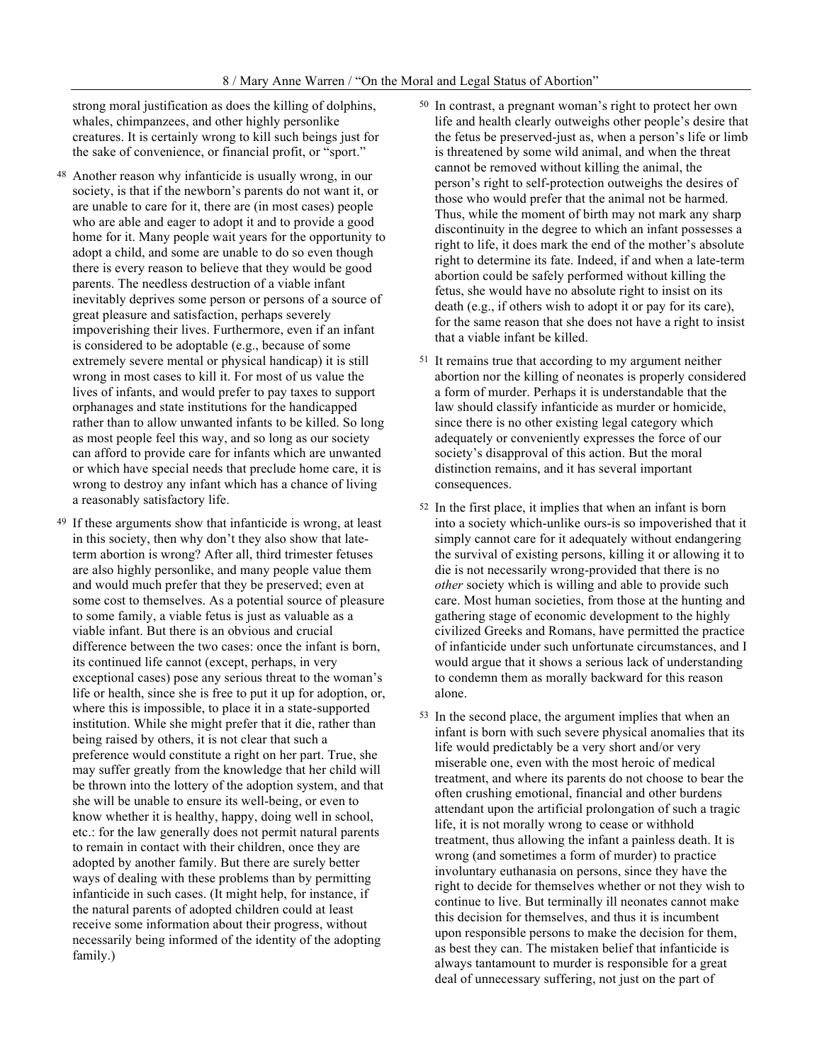strong moral justification as does the killing of dolphins, whales, chimpanzees, and other highly personlike creatures. It is certainly wrong to kill such beings just for the sake of convenience, or financial profit, or "sport."

48 Another reason why infanticide is usually wrong, in our society, is that if the newborn's parents do not want it, or are unable to care for it, there are (in most cases) people who are able and eager to adopt it and to provide a good home for it. Many people wait years for the opportunity to adopt a child, and some are unable to do so even though there is every reason to believe that they would be good parents. The needless destruction of a viable infant inevitably deprives some person or persons of a source of great pleasure and satisfaction, perhaps severely impoverishing their lives. Furthermore, even if an infant is considered to be adoptable (e.g., because of some extremely severe mental or physical handicap) it is still wrong in most cases to kill it. For most of us value the lives of infants, and would prefer to pay taxes to support orphanages and state institutions for the handicapped rather than to allow unwanted infants to be killed. So long as most people feel this way, and so long as our society can afford to provide care for infants which are unwanted or which have special needs that preclude home care, it is wrong to destroy any infant which has a chance of living a reasonably satisfactory life.

49 If these arguments show that infanticide is wrong, at least in this society, then why don't they also show that late-term abortion is wrong? After all, third trimester fetuses are also highly personlike, and many people value them and would much prefer that they be preserved; even at some cost to themselves. As a potential source of pleasure to some family, a viable fetus is just as valuable as a viable infant. But there is an obvious and crucial difference between the two cases: once the infant is born, its continued life cannot (except, perhaps, in very exceptional cases) pose any serious threat to the woman's life or health, since she is free to put it up for adoption, or, where this is impossible, to place it in a state-supported institution. While she might prefer that it die, rather than being raised by others, it is not clear that such a preference would constitute a right on her part. True, she may suffer greatly from the knowledge that her child will be thrown into the lottery of the adoption system, and that she will be unable to ensure its well-being, or even to know whether it is healthy, happy, doing well in school, etc.: for the law generally does not permit natural parents to remain in contact with their children, once they are adopted by another family. But there are surely better ways of dealing with these problems than by permitting infanticide in such cases. (It might help, for instance, if the natural parents of adopted children could at least receive some information about their progress, without necessarily being informed of the identity of the adopting family.)

50 In contrast, a pregnant woman's right to protect her own life and health clearly outweighs other people's desire that the fetus be preserved-just as, when a person's life or limb is threatened by some wild animal, and when the threat cannot be removed without killing the animal, the person's right to self-protection outweighs the desires of those who would prefer that the animal not be harmed. Thus, while the moment of birth may not mark any sharp discontinuity in the degree to which an infant possesses a right to life, it does mark the end of the mother's absolute right to determine its fate. Indeed, if and when a late-term abortion could be safely performed without killing the fetus, she would have no absolute right to insist on its death (e.g., if others wish to adopt it or pay for its care), for the same reason that she does not have a right to insist that a viable infant be killed.

51 It remains true that according to my argument neither abortion nor the killing of neonates is properly considered a form of murder. Perhaps it is understandable that the law should classify infanticide as murder or homicide, since there is no other existing legal category which adequately or conveniently expresses the force of our society's disapproval of this action. But the moral distinction remains, and it has several important consequences.

52 In the first place, it implies that when an infant is born into a society which-unlike ours-is so impoverished that it simply cannot care for it adequately without endangering the survival of existing persons, killing it or allowing it to die is not necessarily wrong-provided that there is no *other* society which is willing and able to provide such care. Most human societies, from those at the hunting and gathering stage of economic development to the highly civilized Greeks and Romans, have permitted the practice of infanticide under such unfortunate circumstances, and I would argue that it shows a serious lack of understanding to condemn them as morally backward for this reason alone.

53 In the second place, the argument implies that when an infant is born with such severe physical anomalies that its life would predictably be a very short and/or very miserable one, even with the most heroic of medical treatment, and where its parents do not choose to bear the often crushing emotional, financial and other burdens attendant upon the artificial prolongation of such a tragic life, it is not morally wrong to cease or withhold treatment, thus allowing the infant a painless death. It is wrong (and sometimes a form of murder) to practice involuntary euthanasia on persons, since they have the right to decide for themselves whether or not they wish to continue to live. But terminally ill neonates cannot make this decision for themselves, and thus it is incumbent upon responsible persons to make the decision for them, as best they can. The mistaken belief that infanticide is always tantamount to murder is responsible for a great deal of unnecessary suffering, not just on the part of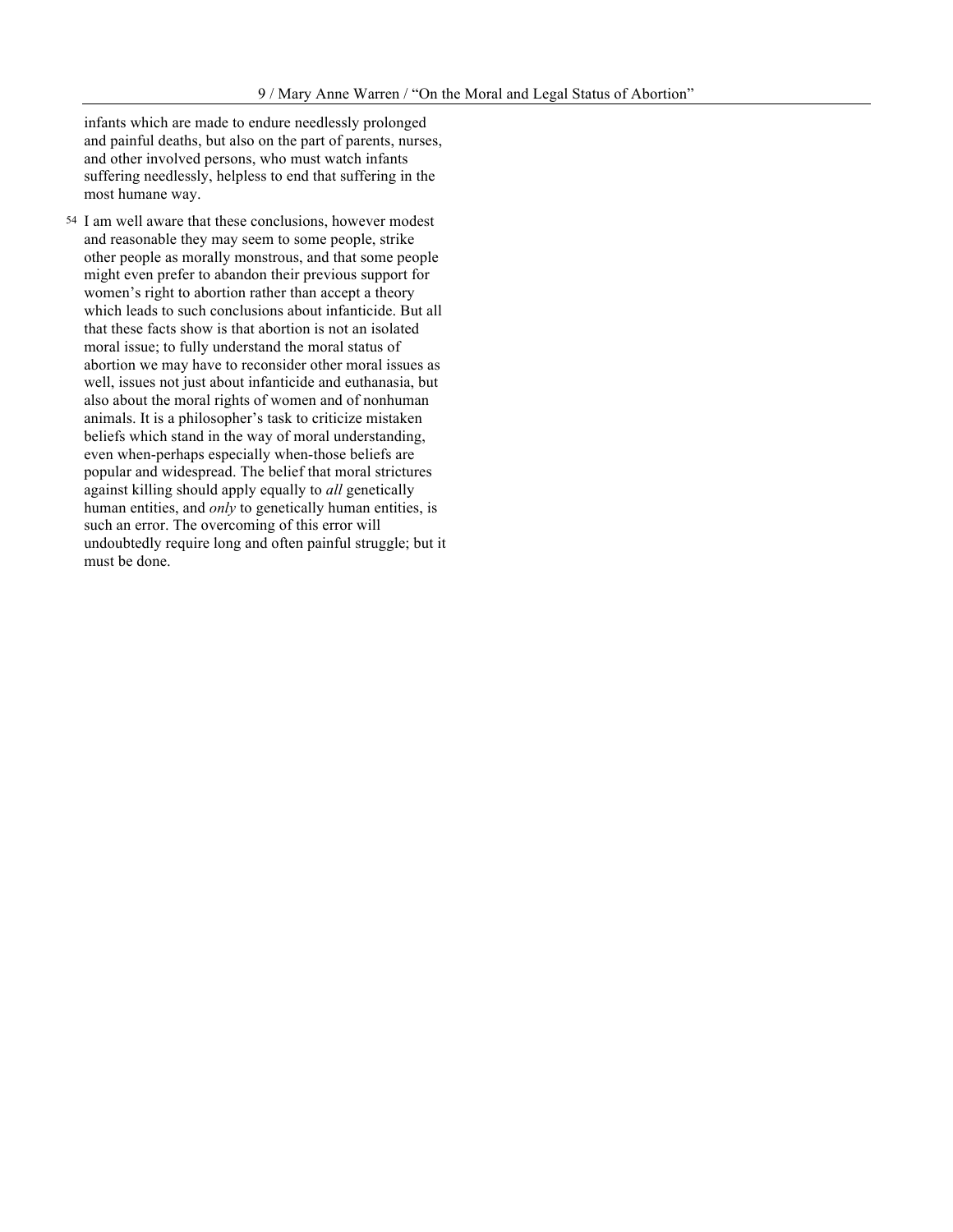infants which are made to endure needlessly prolonged and painful deaths, but also on the part of parents, nurses, and other involved persons, who must watch infants suffering needlessly, helpless to end that suffering in the most humane way.

54 I am well aware that these conclusions, however modest and reasonable they may seem to some people, strike other people as morally monstrous, and that some people might even prefer to abandon their previous support for women's right to abortion rather than accept a theory which leads to such conclusions about infanticide. But all that these facts show is that abortion is not an isolated moral issue; to fully understand the moral status of abortion we may have to reconsider other moral issues as well, issues not just about infanticide and euthanasia, but also about the moral rights of women and of nonhuman animals. It is a philosopher's task to criticize mistaken beliefs which stand in the way of moral understanding, even when-perhaps especially when-those beliefs are popular and widespread. The belief that moral strictures against killing should apply equally to *all* genetically human entities, and *only* to genetically human entities, is such an error. The overcoming of this error will undoubtedly require long and often painful struggle; but it must be done.